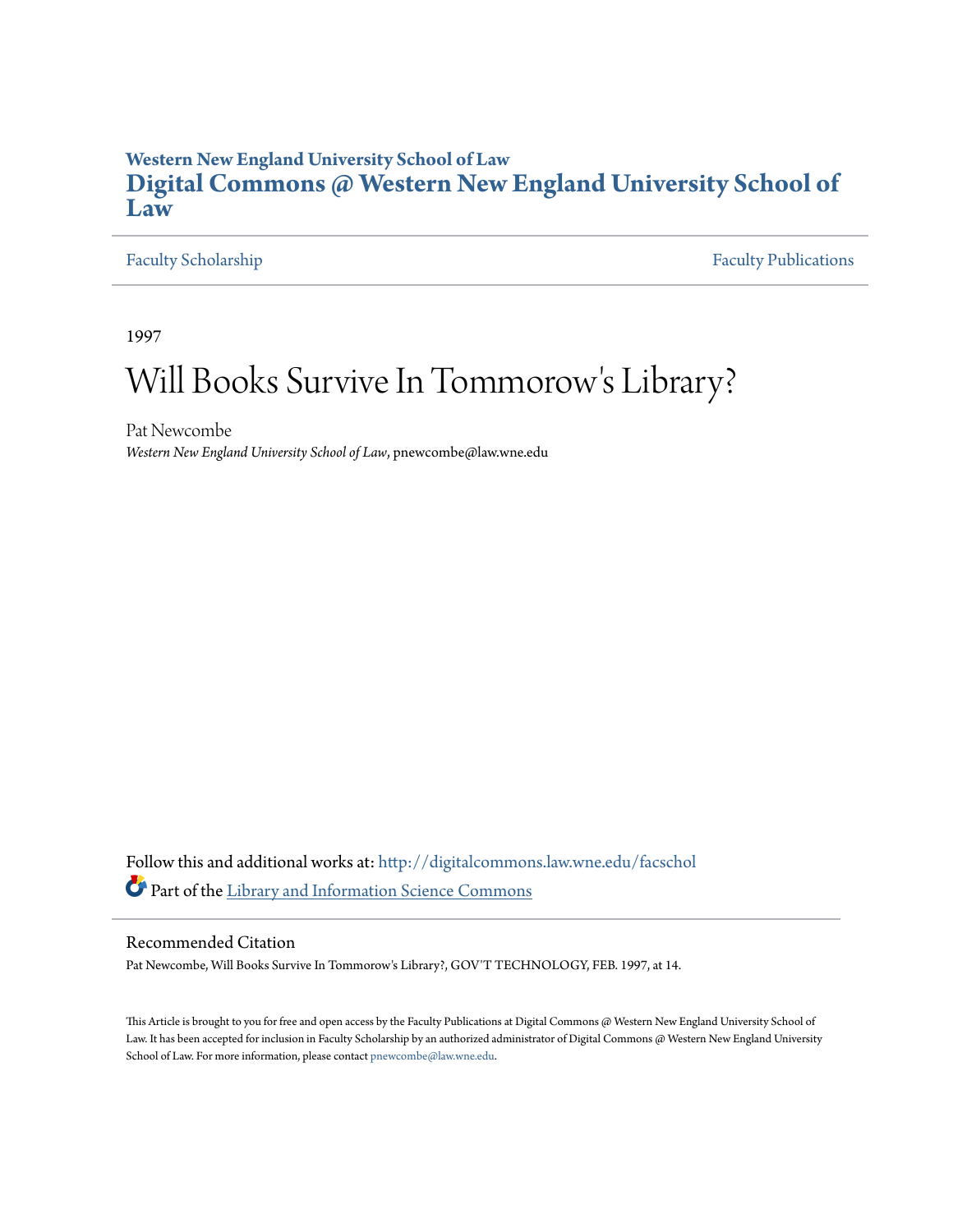**Western New England University School of Law**

# Digital Commons @ Western New England University School of Law

Faculty Scholarship | Faculty Publications

1997

# Will Books Survive In Tommorow's Library?

Pat Newcombe

*Western New England University School of Law*, pnewcombe@law.wne.edu

Follow this and additional works at: http://digitalcommons.law.wne.edu/facschol

Part of the Library and Information Science Commons

## Recommended Citation

Pat Newcombe, Will Books Survive In Tommorow's Library?, GOV'T TECHNOLOGY, FEB. 1997, at 14.

This Article is brought to you for free and open access by the Faculty Publications at Digital Commons @ Western New England University School of Law. It has been accepted for inclusion in Faculty Scholarship by an authorized administrator of Digital Commons @ Western New England University School of Law. For more information, please contact pnewcombe@law.wne.edu.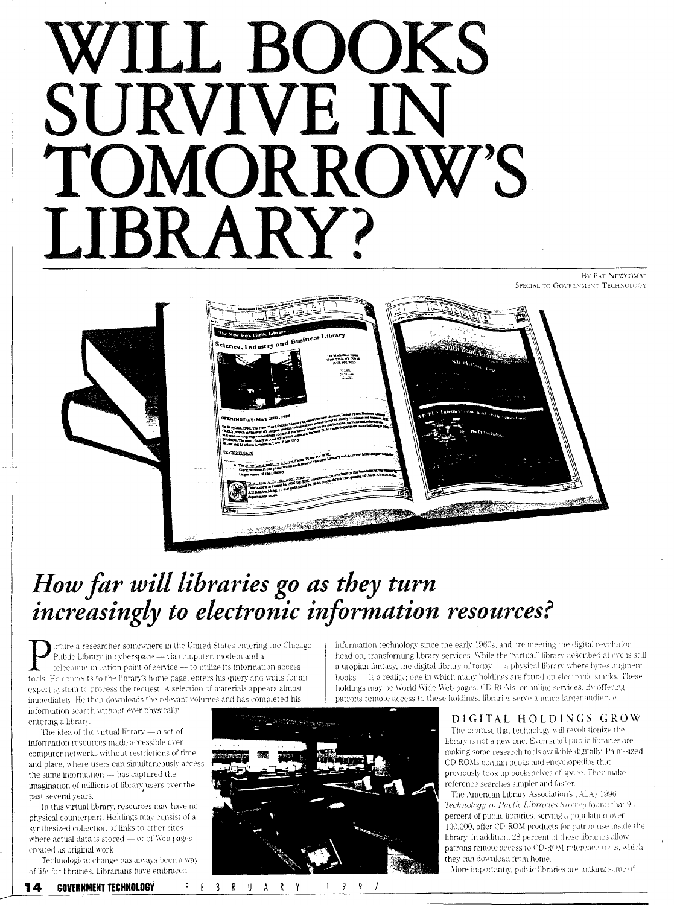# WILL BOOKS SURVIVE IN TOMORROW'S LIBRARY?

BY PAT NEWCOMBE
SPECIAL TO GOVERNMENT TECHNOLOGY

## *How far will libraries go as they turn increasingly to electronic information resources?*

Picture a researcher somewhere in the United States entering the Chicago Public Library in cyberspace — via computer, modem and a telecommunication point of service — to utilize its information access tools. He connects to the library's home page, enters his query and waits for an expert system to process the request. A selection of materials appears almost immediately. He then downloads the relevant volumes and has completed his information search without ever physically entering a library.

The idea of the virtual library — a set of information resources made accessible over computer networks without restrictions of time and place, where users can simultaneously access the same information — has captured the imagination of millions of library users over the past several years.

In this virtual library, resources may have no physical counterpart. Holdings may consist of a synthesized collection of links to other sites — where actual data is stored — or of Web pages created as original work.

Technological change has always been a way of life for libraries. Librarians have embraced information technology since the early 1960s, and are meeting the digital revolution head on, transforming library services. While the "virtual" library described above is still a utopian fantasy, the digital library of today — a physical library where bytes augment books — is a reality; one in which many holdings are found on electronic stacks. These holdings may be World Wide Web pages, CD-ROMs, or online services. By offering patrons remote access to these holdings, libraries serve a much larger audience.

### DIGITAL HOLDINGS GROW

The promise that technology will revolutionize the library is not a new one. Even small public libraries are making some research tools available digitally. Palm-sized CD-ROMs contain books and encyclopedias that previously took up bookshelves of space. They make reference searches simpler and faster.

The American Library Association's (ALA) 1996 *Technology in Public Libraries Survey* found that 94 percent of public libraries, serving a population over 100,000, offer CD-ROM products for patron use inside the library. In addition, 28 percent of these libraries allow patrons remote access to CD-ROM reference tools, which they can download from home.

More importantly, public libraries are making some of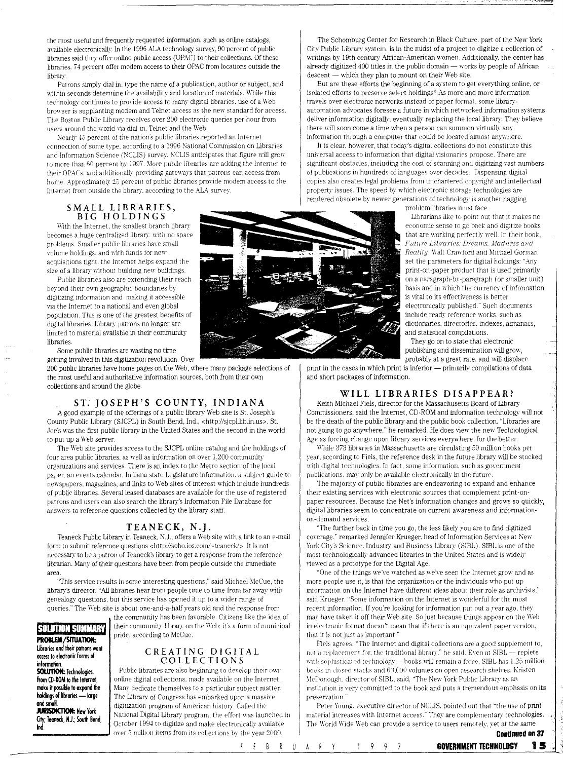the most useful and frequently requested information, such as online catalogs, available electronically. In the 1996 ALA technology survey, 90 percent of public libraries said they offer online public access (OPAC) to their collections. Of these libraries, 74 percent offer modem access to their OPAC from locations outside the library.

Patrons simply dial in, type the name of a publication, author or subject, and within seconds determine the availability and location of materials. While this technology continues to provide access to many digital libraries, use of a Web browser is supplanting modem and Telnet access as the new standard for access. The Boston Public Library receives over 200 electronic queries per hour from users around the world via dial in, Telnet and the Web.

Nearly 45 percent of the nation's public libraries reported an Internet connection of some type, according to a 1996 National Commission on Libraries and Information Science (NCLIS) survey. NCLIS anticipates that figure will grow to more than 60 percent by 1997. More public libraries are adding the Internet to their OPACs, and additionally providing gateways that patrons can access from home. Approximately 25 percent of public libraries provide modem access to the Internet from outside the library, according to the ALA survey.

## SMALL LIBRARIES, BIG HOLDINGS

With the Internet, the smallest branch library becomes a huge centralized library, with no space problems. Smaller public libraries have small volume holdings, and with funds for new acquisitions tight, the Internet helps expand the size of a library without building new buildings.

Public libraries also are extending their reach beyond their own geographic boundaries by digitizing information and making it accessible via the Internet to a national and even global population. This is one of the greatest benefits of digital libraries. Library patrons no longer are limited to material available in their community libraries.

Some public libraries are wasting no time getting involved in this digitization revolution. Over 200 public libraries have home pages on the Web, where many package selections of the most useful and authoritative information sources, both from their own collections and around the globe.

## ST. JOSEPH'S COUNTY, INDIANA

A good example of the offerings of a public library Web site is St. Joseph's County Public Library (SJCPL) in South Bend, Ind., <http://sjcpl.lib.in.us>. St. Joe's was the first public library in the United States and the second in the world to put up a Web server.

The Web site provides access to the SJCPL online catalog and the holdings of four area public libraries, as well as information on over 1,200 community organizations and services. There is an index to the Metro section of the local paper, an events calendar, Indiana state Legislature information, a subject guide to newspapers, magazines, and links to Web sites of interest which include hundreds of public libraries. Several leased databases are available for the use of registered patrons and users can also search the library's Information File Database for answers to reference questions collected by the library staff.

## TEANECK, N.J.

Teaneck Public Library in Teaneck, N.J., offers a Web site with a link to an e-mail form to submit reference questions <http://soho.ios.com/~teaneck/>. It is not necessary to be a patron of Teaneck's library to get a response from the reference librarian. Many of their questions have been from people outside the immediate area.

"This service results in some interesting questions," said Michael McCue, the library's director. "All libraries hear from people time to time from far away with genealogy questions, but this service has opened it up to a wider range of queries." The Web site is about one-and-a-half years old and the response from the community has been favorable. Citizens like the idea of their community library on the Web; it's a form of municipal pride, according to McCue.

**SOLUTION SUMMARY**

**PROBLEM/SITUATION:** Libraries and their patrons want access to electronic forms of information.

**SOLUTION:** Technologies, from CD-ROM to the Internet, make it possible to expand the holdings of libraries — large and small.

**JURISDICTION:** New York City; Teaneck, N.J.; South Bend, Ind.

## CREATING DIGITAL COLLECTIONS

Public libraries are also beginning to develop their own online digital collections, made available on the Internet. Many dedicate themselves to a particular subject matter. The Library of Congress has embarked upon a massive digitization program of American history. Called the National Digital Library program, the effort was launched in October 1994 to digitize and make electronically available over 5 million items from its collections by the year 2000.

The Schomburg Center for Research in Black Culture, part of the New York City Public Library system, is in the midst of a project to digitize a collection of writings by 19th century African-American women. Additionally, the center has already digitized 400 titles in the public domain — works by people of African descent — which they plan to mount on their Web site.

But are these efforts the beginning of a system to get everything online, or isolated efforts to preserve select holdings? As more and more information travels over electronic networks instead of paper format, some library-automation advocates foresee a future in which networked information systems deliver information digitally, eventually replacing the local library. They believe there will soon come a time when a person can summon virtually any information through a computer that could be located almost anywhere.

It is clear, however, that today's digital collections do not constitute this universal access to information that digital visionaries propose. There are significant obstacles, including the cost of scanning and digitizing vast numbers of publications in hundreds of languages over decades. Dispensing digital copies also creates legal problems from unchartered copyright and intellectual property issues. The speed by which electronic storage technologies are rendered obsolete by newer generations of technology is another nagging problem libraries must face.

Librarians like to point out that it makes no economic sense to go back and digitize books that are working perfectly well. In their book, *Future Libraries: Dreams, Madness and Reality*, Walt Crawford and Michael Gorman set the parameters for digital holdings: "Any print-on-paper product that is used primarily on a paragraph-by-paragraph (or smaller unit) basis and in which the currency of information is vital to its effectiveness is better electronically published." Such documents include ready reference works, such as dictionaries, directories, indexes, almanacs, and statistical compilations.

They go on to state that electronic publishing and dissemination will grow, probably at a great rate, and will displace print in the cases in which print is inferior — primarily compilations of data and short packages of information.

## WILL LIBRARIES DISAPPEAR?

Keith Michael Fiels, director for the Massachusetts Board of Library Commissioners, said the Internet, CD-ROM and information technology will not be the death of the public library and the public book collection. "Libraries are not going to go anywhere," he remarked. He does view the new Technological Age as forcing change upon library services everywhere, for the better.

While 373 libraries in Massachusetts are circulating 50 million books per year, according to Fiels, the reference desk in the future library will be stocked with digital technologies. In fact, some information, such as government publications, may only be available electronically in the future.

The majority of public libraries are endeavoring to expand and enhance their existing services with electronic sources that complement print-on-paper resources. Because the Net's information changes and grows so quickly, digital libraries seem to concentrate on current awareness and information-on-demand services.

"The further back in time you go, the less likely you are to find digitized coverage," remarked Jennifer Krueger, head of Information Services at New York City's Science, Industry and Business Library (SIBL). SIBL is one of the most technologically advanced libraries in the United States and is widely viewed as a prototype for the Digital Age.

"One of the things we've watched as we've seen the Internet grow and as more people use it, is that the organization or the individuals who put up information on the Internet have different ideas about their role as archivists," said Krueger. "Some information on the Internet is wonderful for the most recent information. If you're looking for information put out a year ago, they may have taken it off their Web site. So just because things appear on the Web in electronic format doesn't mean that if there is an equivalent paper version, that it is not just as important."

Fiels agrees. "The Internet and digital collections are a good supplement to, not a replacement for, the traditional library," he said. Even at SIBL — replete with sophisticated technology— books will remain a force. SIBL has 1.25 million books in closed stacks and 60,000 volumes on open research shelves. Kristen McDonough, director of SIBL, said, "The New York Public Library as an institution is very committed to the book and puts a tremendous emphasis on its preservation."

Peter Young, executive director of NCLIS, pointed out that "the use of print material increases with Internet access." They are complementary technologies. The World Wide Web can provide a service to users remotely, yet at the same

**Continued on 37**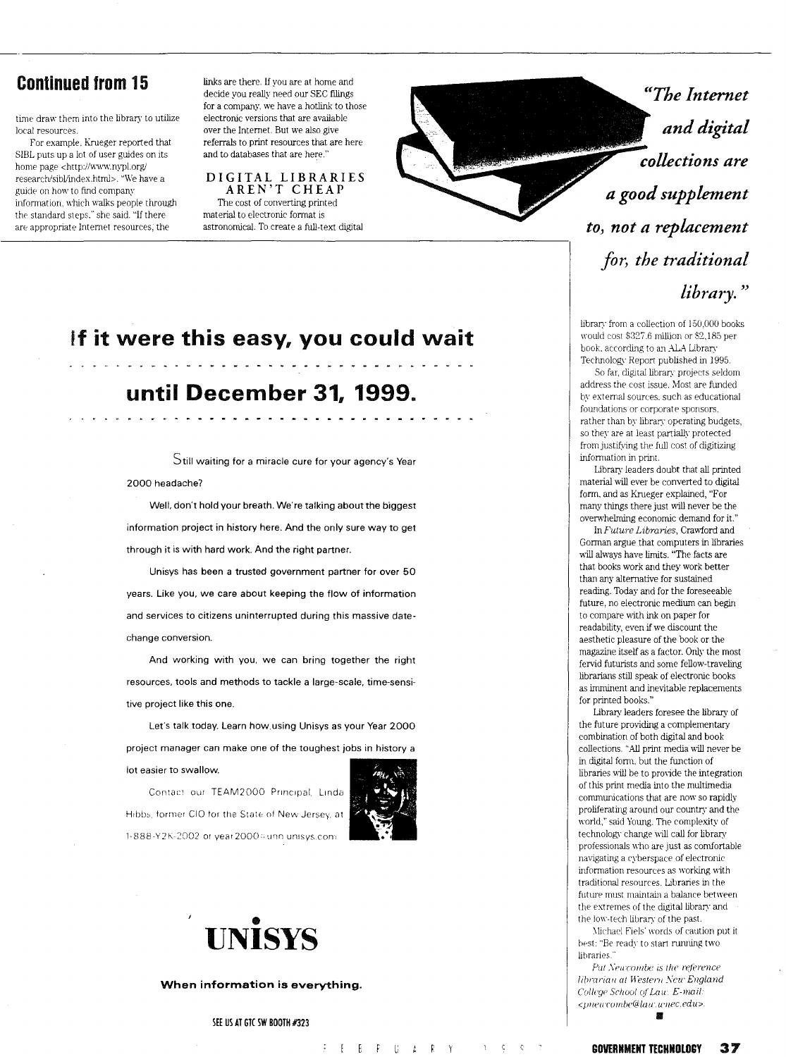## Continued from 15

time draw them into the library to utilize local resources.

For example, Krueger reported that SIBL puts up a lot of user guides on its home page <http://www.nypl.org/research/sibl/index.html>. "We have a guide on how to find company information, which walks people through the standard steps," she said. "If there are appropriate Internet resources, the links are there. If you are at home and decide you really need our SEC filings for a company, we have a hotlink to those electronic versions that are available over the Internet. But we also give referrals to print resources that are here and to databases that are here."

### DIGITAL LIBRARIES AREN'T CHEAP

The cost of converting printed material to electronic format is astronomical. To create a full-text digital library from a collection of 150,000 books would cost $327.6 million or $2,185 per book, according to an ALA Library Technology Report published in 1995.

*"The Internet and digital collections are a good supplement to, not a replacement for, the traditional library."*

So far, digital library projects seldom address the cost issue. Most are funded by external sources, such as educational foundations or corporate sponsors, rather than by library operating budgets, so they are at least partially protected from justifying the full cost of digitizing information in print.

Library leaders doubt that all printed material will ever be converted to digital form, and as Krueger explained, "For many things there just will never be the overwhelming economic demand for it."

In *Future Libraries*, Crawford and Gorman argue that computers in libraries will always have limits. "The facts are that books work and they work better than any alternative for sustained reading. Today and for the foreseeable future, no electronic medium can begin to compare with ink on paper for readability, even if we discount the aesthetic pleasure of the book or the magazine itself as a factor. Only the most fervid futurists and some fellow-traveling librarians still speak of electronic books as imminent and inevitable replacements for printed books."

Library leaders foresee the library of the future providing a complementary combination of both digital and book collections. "All print media will never be in digital form, but the function of libraries will be to provide the integration of this print media into the multimedia communications that are now so rapidly proliferating around our country and the world," said Young. The complexity of technology change will call for library professionals who are just as comfortable navigating a cyberspace of electronic information resources as working with traditional resources. Libraries in the future must maintain a balance between the extremes of the digital library and the low-tech library of the past.

Michael Fiels' words of caution put it best: "Be ready to start running two libraries."

*Pat Newcombe is the reference librarian at Western New England College School of Law. E-mail: <pnewcombe@law.wnec.edu>.*

---

# If it were this easy, you could wait until December 31, 1999.

Still waiting for a miracle cure for your agency's Year 2000 headache?

Well, don't hold your breath. We're talking about the biggest information project in history here. And the only sure way to get through it is with hard work. And the right partner.

Unisys has been a trusted government partner for over 50 years. Like you, we care about keeping the flow of information and services to citizens uninterrupted during this massive date-change conversion.

And working with you, we can bring together the right resources, tools and methods to tackle a large-scale, time-sensitive project like this one.

Let's talk today. Learn how using Unisys as your Year 2000 project manager can make one of the toughest jobs in history a lot easier to swallow.

Contact our TEAM2000 Principal, Linda Hibbs, former CIO for the State of New Jersey, at 1-888-Y2K-2002 or year2000@unn.unisys.com

**UNISYS**

**When information is everything.**

SEE US AT GTC SW BOOTH #323